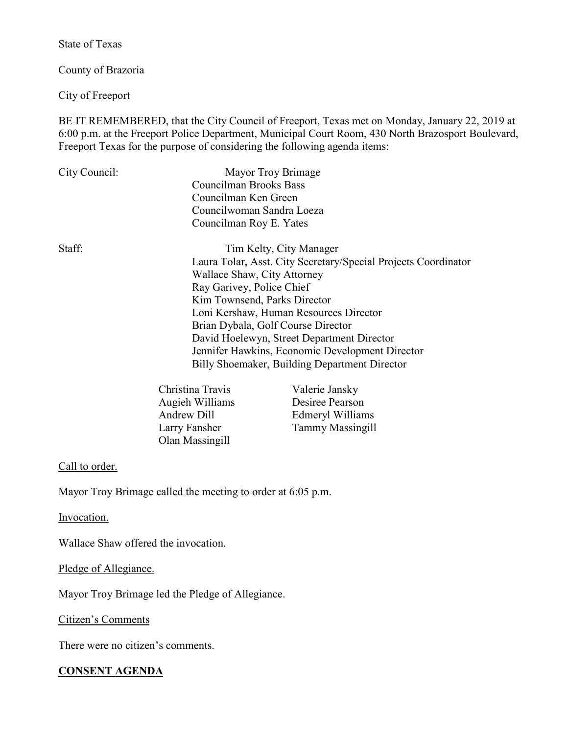State of Texas

County of Brazoria

City of Freeport

BE IT REMEMBERED, that the City Council of Freeport, Texas met on Monday, January 22, 2019 at 6:00 p.m. at the Freeport Police Department, Municipal Court Room, 430 North Brazosport Boulevard, Freeport Texas for the purpose of considering the following agenda items:

City Council:
- Mayor Troy Brimage
- Councilman Brooks Bass
- Councilman Ken Green
- Councilwoman Sandra Loeza
- Councilman Roy E. Yates

Staff:
- Tim Kelty, City Manager
- Laura Tolar, Asst. City Secretary/Special Projects Coordinator
- Wallace Shaw, City Attorney
- Ray Garivey, Police Chief
- Kim Townsend, Parks Director
- Loni Kershaw, Human Resources Director
- Brian Dybala, Golf Course Director
- David Hoelewyn, Street Department Director
- Jennifer Hawkins, Economic Development Director
- Billy Shoemaker, Building Department Director

Christina Travis, Augieh Williams, Andrew Dill, Larry Fansher, Olan Massingill, Valerie Jansky, Desiree Pearson, Edmeryl Williams, Tammy Massingill

Call to order.

Mayor Troy Brimage called the meeting to order at 6:05 p.m.

Invocation.

Wallace Shaw offered the invocation.

Pledge of Allegiance.

Mayor Troy Brimage led the Pledge of Allegiance.

Citizen's Comments

There were no citizen's comments.

**CONSENT AGENDA**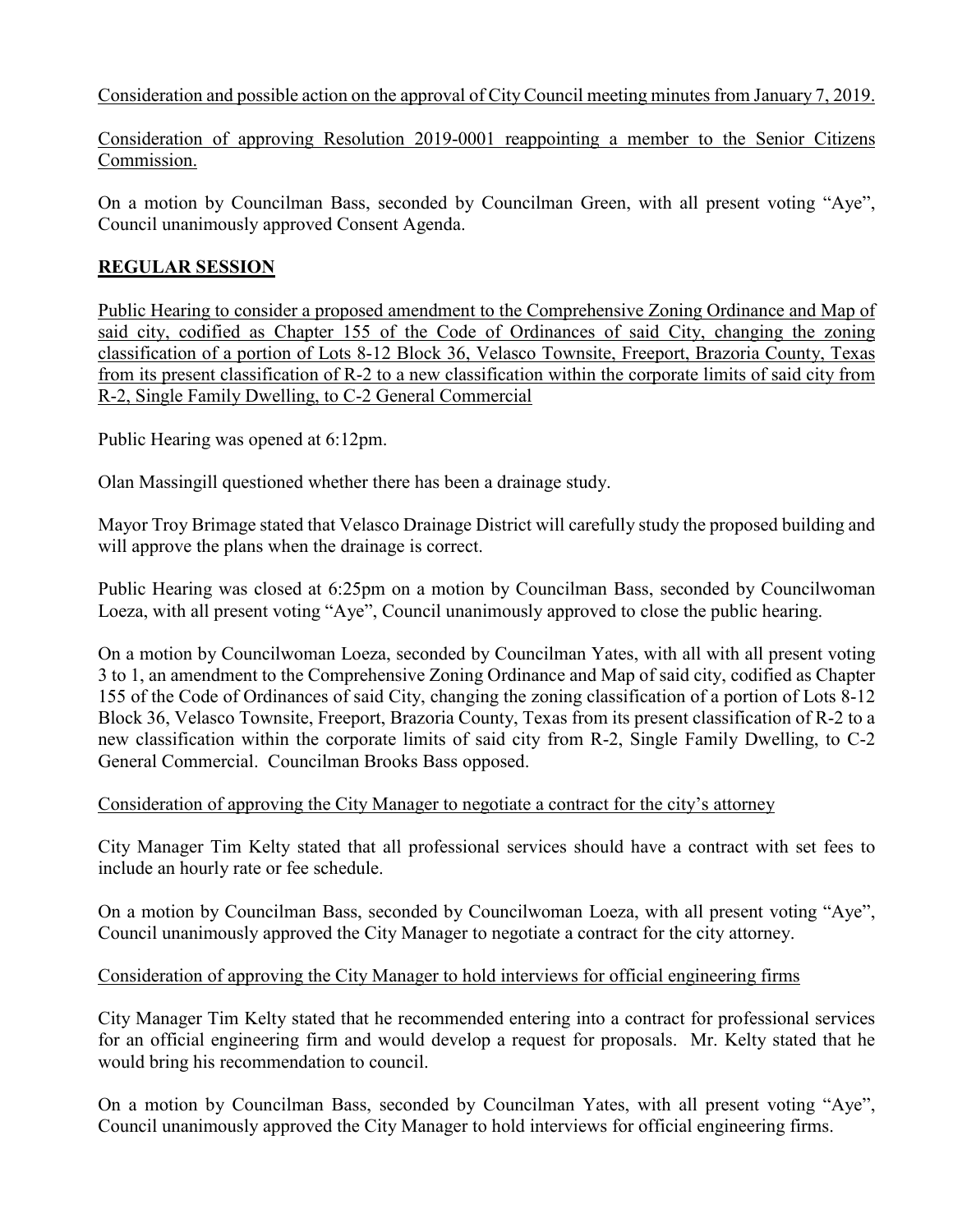Consideration and possible action on the approval of City Council meeting minutes from January 7, 2019.

Consideration of approving Resolution 2019-0001 reappointing a member to the Senior Citizens Commission.

On a motion by Councilman Bass, seconded by Councilman Green, with all present voting "Aye", Council unanimously approved Consent Agenda.

## REGULAR SESSION

Public Hearing to consider a proposed amendment to the Comprehensive Zoning Ordinance and Map of said city, codified as Chapter 155 of the Code of Ordinances of said City, changing the zoning classification of a portion of Lots 8-12 Block 36, Velasco Townsite, Freeport, Brazoria County, Texas from its present classification of R-2 to a new classification within the corporate limits of said city from R-2, Single Family Dwelling, to C-2 General Commercial

Public Hearing was opened at 6:12pm.

Olan Massingill questioned whether there has been a drainage study.

Mayor Troy Brimage stated that Velasco Drainage District will carefully study the proposed building and will approve the plans when the drainage is correct.

Public Hearing was closed at 6:25pm on a motion by Councilman Bass, seconded by Councilwoman Loeza, with all present voting "Aye", Council unanimously approved to close the public hearing.

On a motion by Councilwoman Loeza, seconded by Councilman Yates, with all with all present voting 3 to 1, an amendment to the Comprehensive Zoning Ordinance and Map of said city, codified as Chapter 155 of the Code of Ordinances of said City, changing the zoning classification of a portion of Lots 8-12 Block 36, Velasco Townsite, Freeport, Brazoria County, Texas from its present classification of R-2 to a new classification within the corporate limits of said city from R-2, Single Family Dwelling, to C-2 General Commercial. Councilman Brooks Bass opposed.

Consideration of approving the City Manager to negotiate a contract for the city's attorney

City Manager Tim Kelty stated that all professional services should have a contract with set fees to include an hourly rate or fee schedule.

On a motion by Councilman Bass, seconded by Councilwoman Loeza, with all present voting "Aye", Council unanimously approved the City Manager to negotiate a contract for the city attorney.

Consideration of approving the City Manager to hold interviews for official engineering firms

City Manager Tim Kelty stated that he recommended entering into a contract for professional services for an official engineering firm and would develop a request for proposals. Mr. Kelty stated that he would bring his recommendation to council.

On a motion by Councilman Bass, seconded by Councilman Yates, with all present voting "Aye", Council unanimously approved the City Manager to hold interviews for official engineering firms.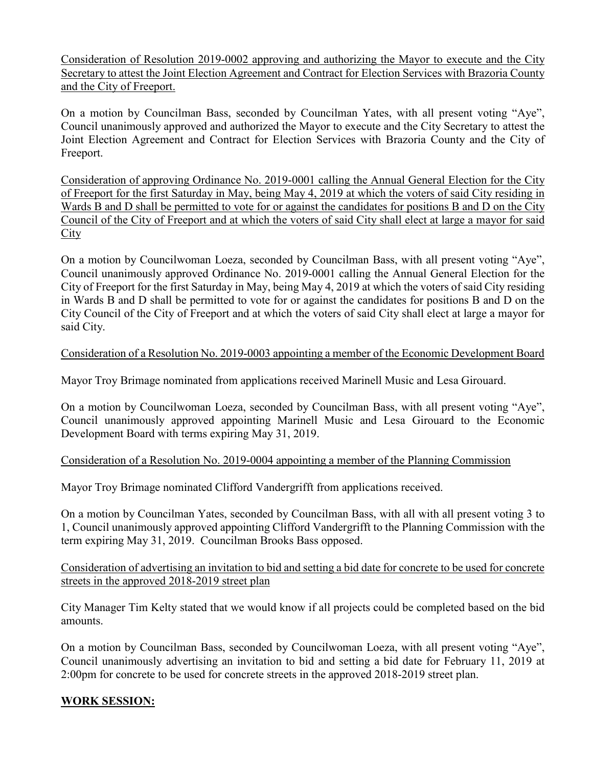Consideration of Resolution 2019-0002 approving and authorizing the Mayor to execute and the City Secretary to attest the Joint Election Agreement and Contract for Election Services with Brazoria County and the City of Freeport.

On a motion by Councilman Bass, seconded by Councilman Yates, with all present voting "Aye", Council unanimously approved and authorized the Mayor to execute and the City Secretary to attest the Joint Election Agreement and Contract for Election Services with Brazoria County and the City of Freeport.

Consideration of approving Ordinance No. 2019-0001 calling the Annual General Election for the City of Freeport for the first Saturday in May, being May 4, 2019 at which the voters of said City residing in Wards B and D shall be permitted to vote for or against the candidates for positions B and D on the City Council of the City of Freeport and at which the voters of said City shall elect at large a mayor for said City

On a motion by Councilwoman Loeza, seconded by Councilman Bass, with all present voting "Aye", Council unanimously approved Ordinance No. 2019-0001 calling the Annual General Election for the City of Freeport for the first Saturday in May, being May 4, 2019 at which the voters of said City residing in Wards B and D shall be permitted to vote for or against the candidates for positions B and D on the City Council of the City of Freeport and at which the voters of said City shall elect at large a mayor for said City.

Consideration of a Resolution No. 2019-0003 appointing a member of the Economic Development Board

Mayor Troy Brimage nominated from applications received Marinell Music and Lesa Girouard.

On a motion by Councilwoman Loeza, seconded by Councilman Bass, with all present voting "Aye", Council unanimously approved appointing Marinell Music and Lesa Girouard to the Economic Development Board with terms expiring May 31, 2019.

Consideration of a Resolution No. 2019-0004 appointing a member of the Planning Commission

Mayor Troy Brimage nominated Clifford Vandergrifft from applications received.

On a motion by Councilman Yates, seconded by Councilman Bass, with all with all present voting 3 to 1, Council unanimously approved appointing Clifford Vandergrifft to the Planning Commission with the term expiring May 31, 2019. Councilman Brooks Bass opposed.

Consideration of advertising an invitation to bid and setting a bid date for concrete to be used for concrete streets in the approved 2018-2019 street plan

City Manager Tim Kelty stated that we would know if all projects could be completed based on the bid amounts.

On a motion by Councilman Bass, seconded by Councilwoman Loeza, with all present voting "Aye", Council unanimously advertising an invitation to bid and setting a bid date for February 11, 2019 at 2:00pm for concrete to be used for concrete streets in the approved 2018-2019 street plan.

**WORK SESSION:**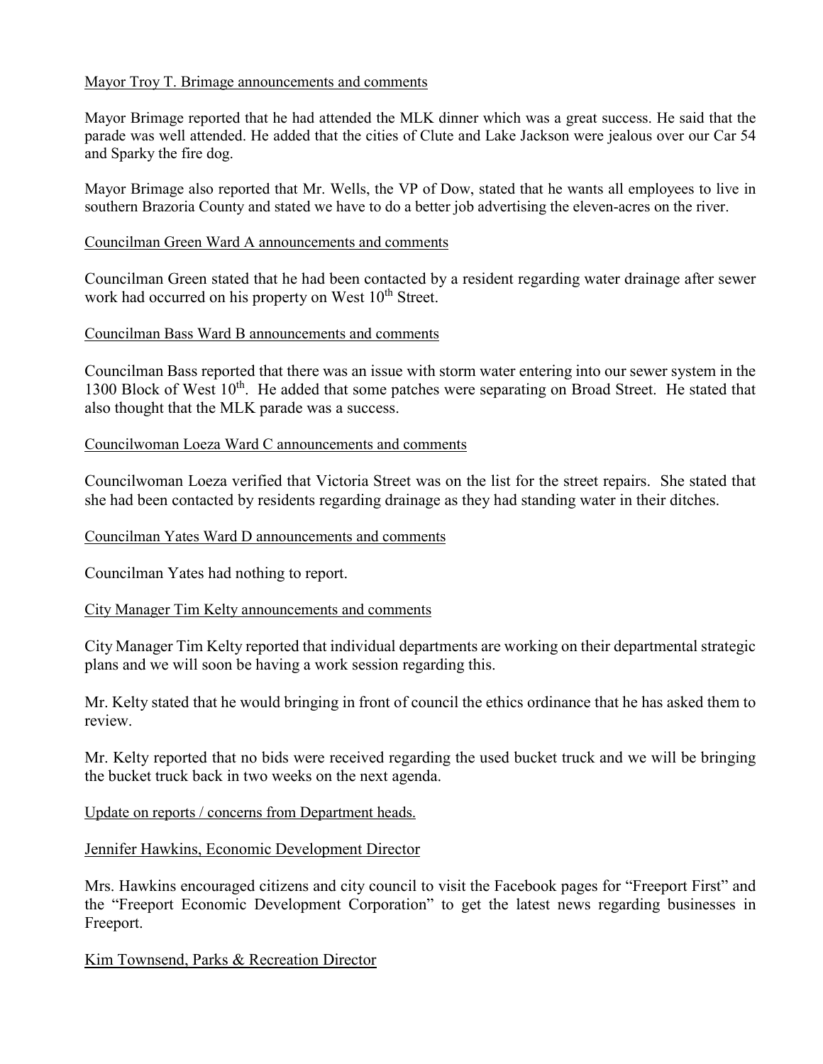Mayor Troy T. Brimage announcements and comments

Mayor Brimage reported that he had attended the MLK dinner which was a great success. He said that the parade was well attended. He added that the cities of Clute and Lake Jackson were jealous over our Car 54 and Sparky the fire dog.

Mayor Brimage also reported that Mr. Wells, the VP of Dow, stated that he wants all employees to live in southern Brazoria County and stated we have to do a better job advertising the eleven-acres on the river.

Councilman Green Ward A announcements and comments

Councilman Green stated that he had been contacted by a resident regarding water drainage after sewer work had occurred on his property on West 10th Street.

Councilman Bass Ward B announcements and comments

Councilman Bass reported that there was an issue with storm water entering into our sewer system in the 1300 Block of West 10th. He added that some patches were separating on Broad Street. He stated that also thought that the MLK parade was a success.

Councilwoman Loeza Ward C announcements and comments

Councilwoman Loeza verified that Victoria Street was on the list for the street repairs. She stated that she had been contacted by residents regarding drainage as they had standing water in their ditches.

Councilman Yates Ward D announcements and comments

Councilman Yates had nothing to report.

City Manager Tim Kelty announcements and comments

City Manager Tim Kelty reported that individual departments are working on their departmental strategic plans and we will soon be having a work session regarding this.

Mr. Kelty stated that he would bringing in front of council the ethics ordinance that he has asked them to review.

Mr. Kelty reported that no bids were received regarding the used bucket truck and we will be bringing the bucket truck back in two weeks on the next agenda.

Update on reports / concerns from Department heads.

Jennifer Hawkins, Economic Development Director

Mrs. Hawkins encouraged citizens and city council to visit the Facebook pages for "Freeport First" and the "Freeport Economic Development Corporation" to get the latest news regarding businesses in Freeport.

Kim Townsend, Parks & Recreation Director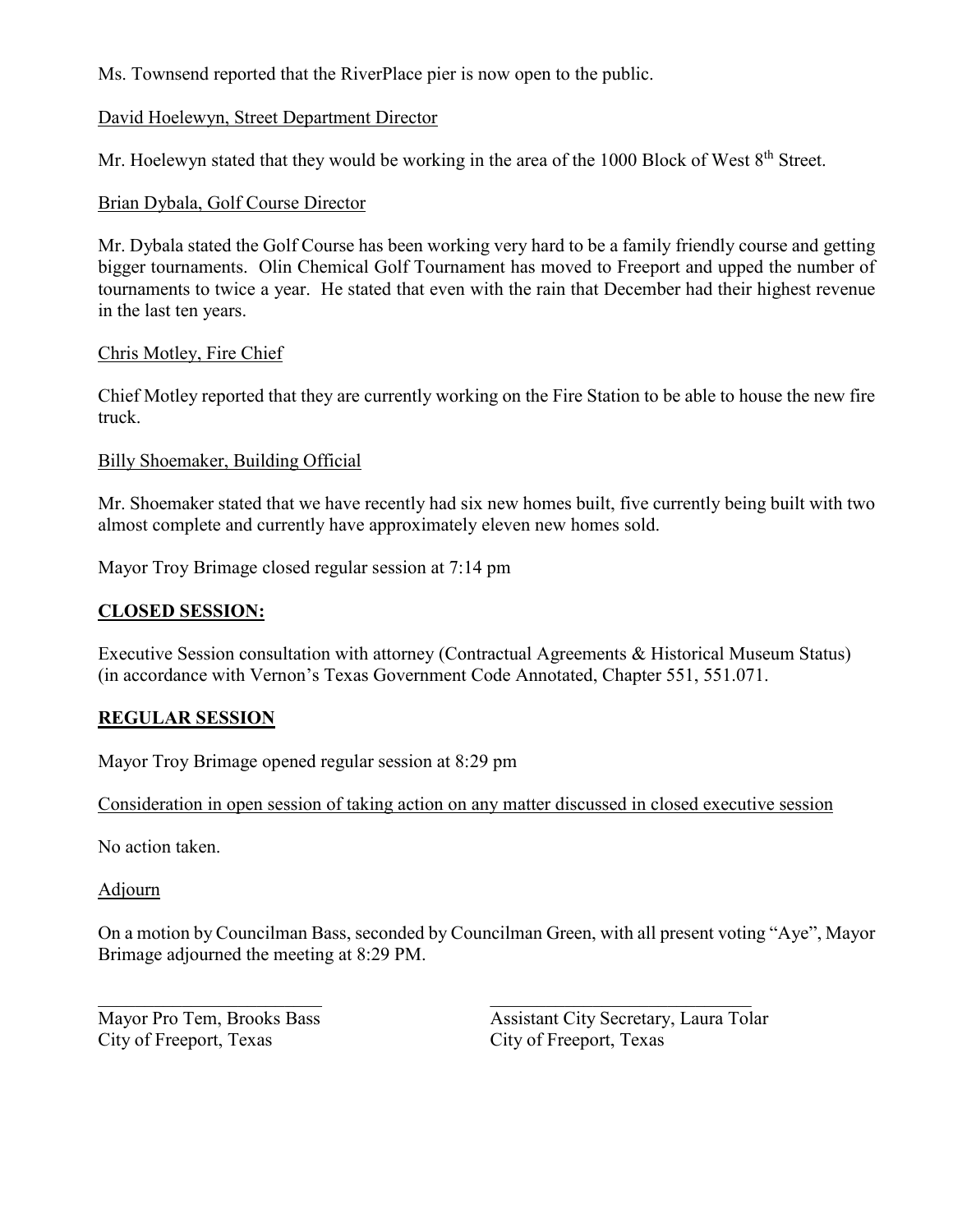Ms. Townsend reported that the RiverPlace pier is now open to the public.

David Hoelewyn, Street Department Director

Mr. Hoelewyn stated that they would be working in the area of the 1000 Block of West 8th Street.

Brian Dybala, Golf Course Director

Mr. Dybala stated the Golf Course has been working very hard to be a family friendly course and getting bigger tournaments. Olin Chemical Golf Tournament has moved to Freeport and upped the number of tournaments to twice a year. He stated that even with the rain that December had their highest revenue in the last ten years.

Chris Motley, Fire Chief

Chief Motley reported that they are currently working on the Fire Station to be able to house the new fire truck.

Billy Shoemaker, Building Official

Mr. Shoemaker stated that we have recently had six new homes built, five currently being built with two almost complete and currently have approximately eleven new homes sold.

Mayor Troy Brimage closed regular session at 7:14 pm

**CLOSED SESSION:**

Executive Session consultation with attorney (Contractual Agreements & Historical Museum Status) (in accordance with Vernon's Texas Government Code Annotated, Chapter 551, 551.071.

**REGULAR SESSION**

Mayor Troy Brimage opened regular session at 8:29 pm

Consideration in open session of taking action on any matter discussed in closed executive session

No action taken.

Adjourn

On a motion by Councilman Bass, seconded by Councilman Green, with all present voting "Aye", Mayor Brimage adjourned the meeting at 8:29 PM.

\_\_\_\_\_\_\_\_\_\_\_\_\_\_\_\_\_\_\_\_\_\_\_\_\_\_
Mayor Pro Tem, Brooks Bass
City of Freeport, Texas

\_\_\_\_\_\_\_\_\_\_\_\_\_\_\_\_\_\_\_\_\_\_\_\_\_\_
Assistant City Secretary, Laura Tolar
City of Freeport, Texas